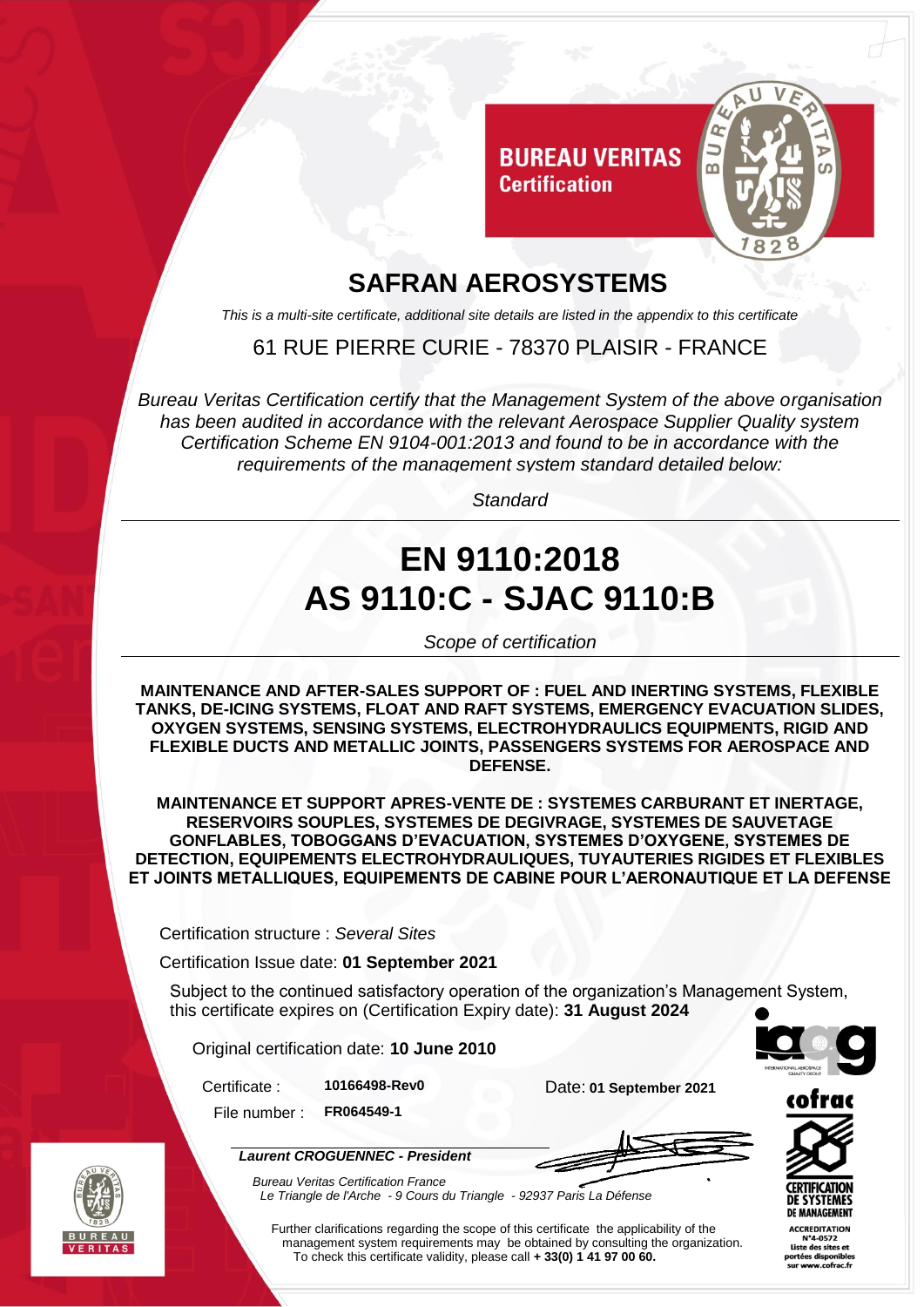BUREAU VERITAS
Certification

# SAFRAN AEROSYSTEMS

*This is a multi-site certificate, additional site details are listed in the appendix to this certificate*

61 RUE PIERRE CURIE - 78370 PLAISIR - FRANCE

*Bureau Veritas Certification certify that the Management System of the above organisation has been audited in accordance with the relevant Aerospace Supplier Quality system Certification Scheme EN 9104-001:2013 and found to be in accordance with the requirements of the management system standard detailed below:*

*Standard*

## EN 9110:2018
## AS 9110:C - SJAC 9110:B

*Scope of certification*

**MAINTENANCE AND AFTER-SALES SUPPORT OF : FUEL AND INERTING SYSTEMS, FLEXIBLE TANKS, DE-ICING SYSTEMS, FLOAT AND RAFT SYSTEMS, EMERGENCY EVACUATION SLIDES, OXYGEN SYSTEMS, SENSING SYSTEMS, ELECTROHYDRAULICS EQUIPMENTS, RIGID AND FLEXIBLE DUCTS AND METALLIC JOINTS, PASSENGERS SYSTEMS FOR AEROSPACE AND DEFENSE.**

**MAINTENANCE ET SUPPORT APRES-VENTE DE : SYSTEMES CARBURANT ET INERTAGE, RESERVOIRS SOUPLES, SYSTEMES DE DEGIVRAGE, SYSTEMES DE SAUVETAGE GONFLABLES, TOBOGGANS D'EVACUATION, SYSTEMES D'OXYGENE, SYSTEMES DE DETECTION, EQUIPEMENTS ELECTROHYDRAULIQUES, TUYAUTERIES RIGIDES ET FLEXIBLES ET JOINTS METALLIQUES, EQUIPEMENTS DE CABINE POUR L'AERONAUTIQUE ET LA DEFENSE**

Certification structure : *Several Sites*

Certification Issue date: **01 September 2021**

Subject to the continued satisfactory operation of the organization's Management System, this certificate expires on (Certification Expiry date): **31 August 2024**

Original certification date: **10 June 2010**

Certificate : **10166498-Rev0**

File number : **FR064549-1**

Date: **01 September 2021**

***Laurent CROGUENNEC - President***

*Bureau Veritas Certification France*
*Le Triangle de l'Arche - 9 Cours du Triangle - 92937 Paris La Défense*

Further clarifications regarding the scope of this certificate the applicability of the management system requirements may be obtained by consulting the organization.
To check this certificate validity, please call **+ 33(0) 1 41 97 00 60.**

cofrac
CERTIFICATION DE SYSTEMES DE MANAGEMENT
ACCREDITATION N°4-0572
Liste des sites et portées disponibles sur www.cofrac.fr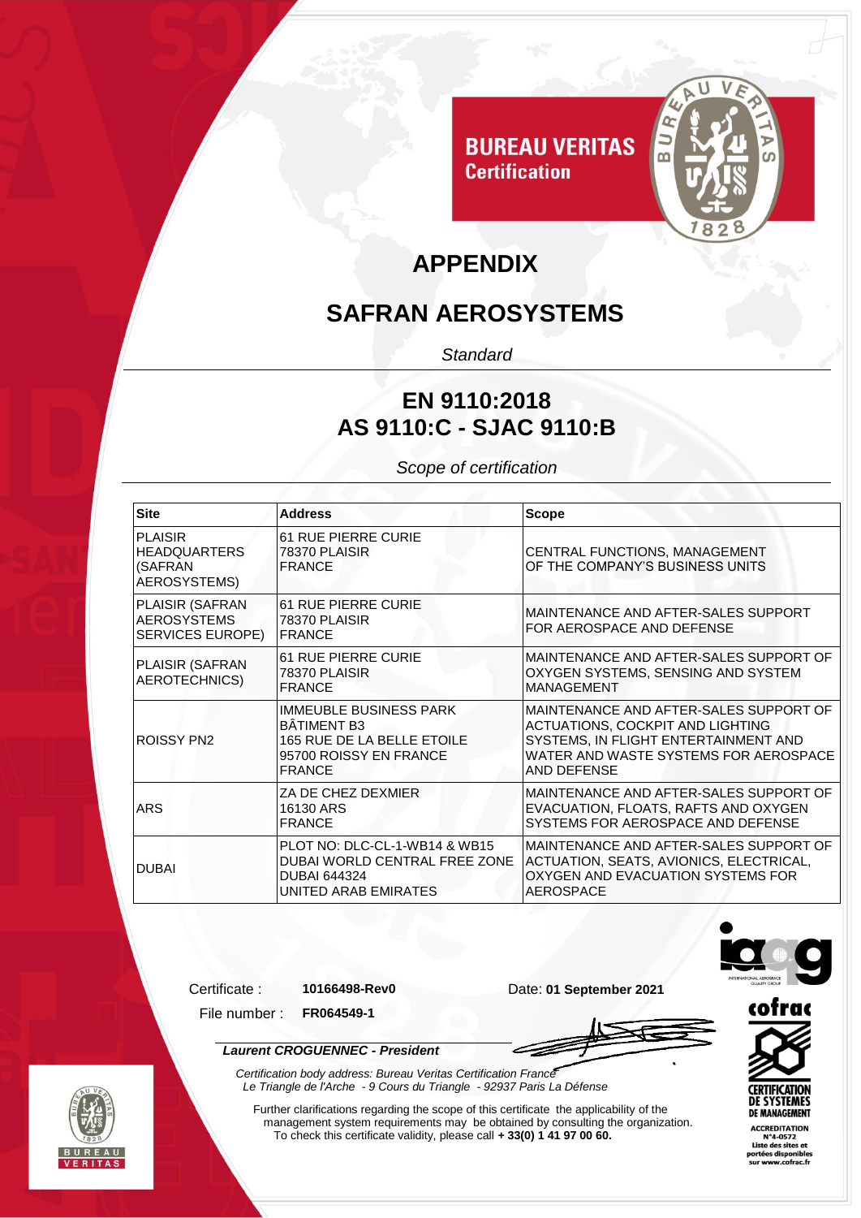BUREAU VERITAS
Certification

# APPENDIX

## SAFRAN AEROSYSTEMS

*Standard*

## EN 9110:2018
## AS 9110:C - SJAC 9110:B

*Scope of certification*

| Site | Address | Scope |
|---|---|---|
| PLAISIR HEADQUARTERS (SAFRAN AEROSYSTEMS) | 61 RUE PIERRE CURIE 78370 PLAISIR FRANCE | CENTRAL FUNCTIONS, MANAGEMENT OF THE COMPANY'S BUSINESS UNITS |
| PLAISIR (SAFRAN AEROSYSTEMS SERVICES EUROPE) | 61 RUE PIERRE CURIE 78370 PLAISIR FRANCE | MAINTENANCE AND AFTER-SALES SUPPORT FOR AEROSPACE AND DEFENSE |
| PLAISIR (SAFRAN AEROTECHNICS) | 61 RUE PIERRE CURIE 78370 PLAISIR FRANCE | MAINTENANCE AND AFTER-SALES SUPPORT OF OXYGEN SYSTEMS, SENSING AND SYSTEM MANAGEMENT |
| ROISSY PN2 | IMMEUBLE BUSINESS PARK BÂTIMENT B3 165 RUE DE LA BELLE ETOILE 95700 ROISSY EN FRANCE FRANCE | MAINTENANCE AND AFTER-SALES SUPPORT OF ACTUATIONS, COCKPIT AND LIGHTING SYSTEMS, IN FLIGHT ENTERTAINMENT AND WATER AND WASTE SYSTEMS FOR AEROSPACE AND DEFENSE |
| ARS | ZA DE CHEZ DEXMIER 16130 ARS FRANCE | MAINTENANCE AND AFTER-SALES SUPPORT OF EVACUATION, FLOATS, RAFTS AND OXYGEN SYSTEMS FOR AEROSPACE AND DEFENSE |
| DUBAI | PLOT NO: DLC-CL-1-WB14 & WB15 DUBAI WORLD CENTRAL FREE ZONE DUBAI 644324 UNITED ARAB EMIRATES | MAINTENANCE AND AFTER-SALES SUPPORT OF ACTUATION, SEATS, AVIONICS, ELECTRICAL, OXYGEN AND EVACUATION SYSTEMS FOR AEROSPACE |

Certificate : **10166498-Rev0**

File number : **FR064549-1**

Date: **01 September 2021**

***Laurent CROGUENNEC - President***

*Certification body address: Bureau Veritas Certification France*
*Le Triangle de l'Arche - 9 Cours du Triangle - 92937 Paris La Défense*

Further clarifications regarding the scope of this certificate the applicability of the management system requirements may be obtained by consulting the organization.
To check this certificate validity, please call **+ 33(0) 1 41 97 00 60.**

cofrac
CERTIFICATION DE SYSTEMES DE MANAGEMENT
ACCREDITATION N°4-0572
Liste des sites et portées disponibles sur www.cofrac.fr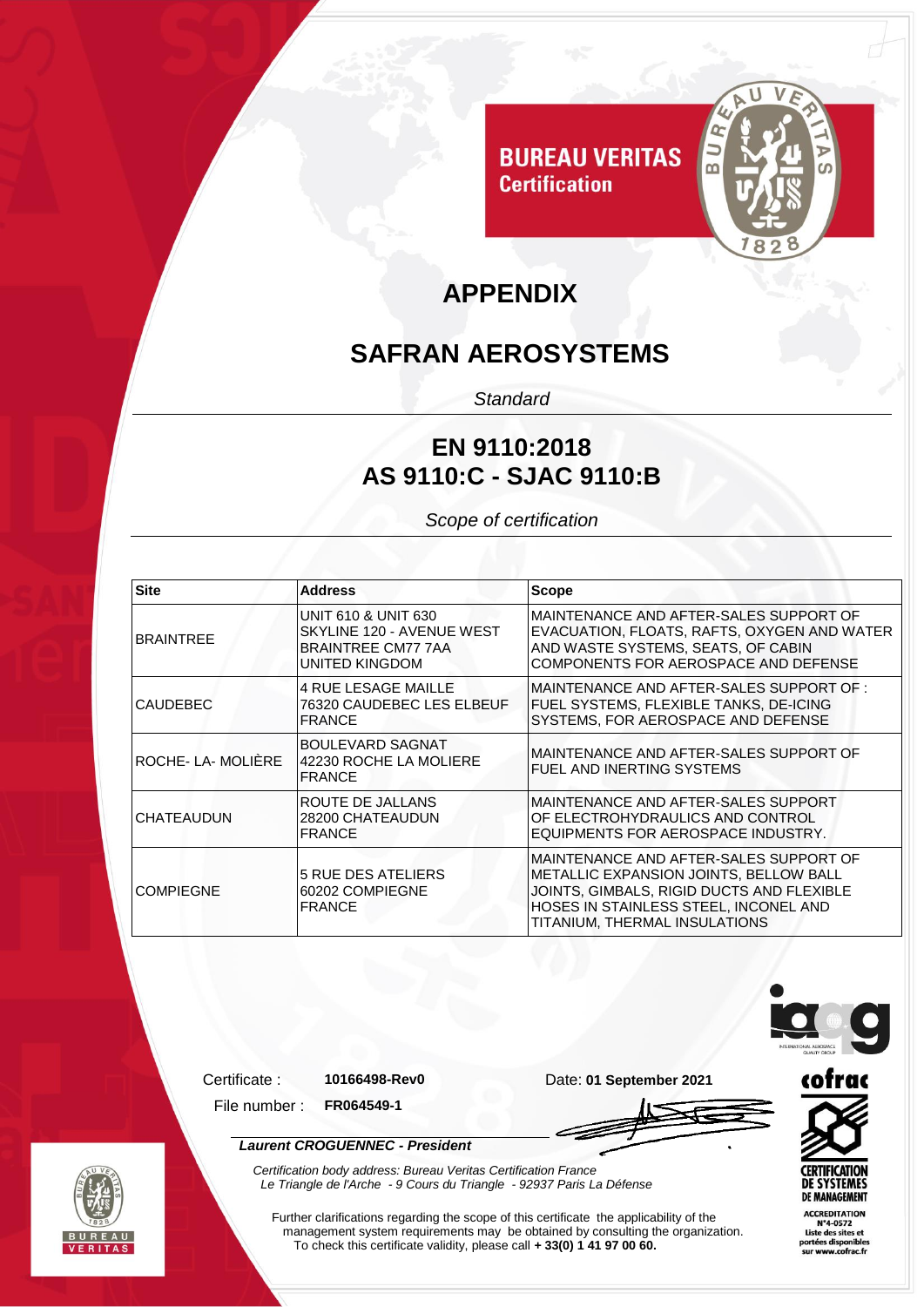BUREAU VERITAS
Certification

# APPENDIX

## SAFRAN AEROSYSTEMS

*Standard*

### EN 9110:2018
### AS 9110:C - SJAC 9110:B

*Scope of certification*

| Site | Address | Scope |
|---|---|---|
| BRAINTREE | UNIT 610 & UNIT 630<br>SKYLINE 120 - AVENUE WEST<br>BRAINTREE CM77 7AA<br>UNITED KINGDOM | MAINTENANCE AND AFTER-SALES SUPPORT OF EVACUATION, FLOATS, RAFTS, OXYGEN AND WATER AND WASTE SYSTEMS, SEATS, OF CABIN COMPONENTS FOR AEROSPACE AND DEFENSE |
| CAUDEBEC | 4 RUE LESAGE MAILLE<br>76320 CAUDEBEC LES ELBEUF<br>FRANCE | MAINTENANCE AND AFTER-SALES SUPPORT OF : FUEL SYSTEMS, FLEXIBLE TANKS, DE-ICING SYSTEMS, FOR AEROSPACE AND DEFENSE |
| ROCHE- LA- MOLIÈRE | BOULEVARD SAGNAT<br>42230 ROCHE LA MOLIERE<br>FRANCE | MAINTENANCE AND AFTER-SALES SUPPORT OF FUEL AND INERTING SYSTEMS |
| CHATEAUDUN | ROUTE DE JALLANS<br>28200 CHATEAUDUN<br>FRANCE | MAINTENANCE AND AFTER-SALES SUPPORT OF ELECTROHYDRAULICS AND CONTROL EQUIPMENTS FOR AEROSPACE INDUSTRY. |
| COMPIEGNE | 5 RUE DES ATELIERS<br>60202 COMPIEGNE<br>FRANCE | MAINTENANCE AND AFTER-SALES SUPPORT OF METALLIC EXPANSION JOINTS, BELLOW BALL JOINTS, GIMBALS, RIGID DUCTS AND FLEXIBLE HOSES IN STAINLESS STEEL, INCONEL AND TITANIUM, THERMAL INSULATIONS |

Certificate : **10166498-Rev0**

File number : **FR064549-1**

Date: **01 September 2021**

***Laurent CROGUENNEC - President***

*Certification body address: Bureau Veritas Certification France*
*Le Triangle de l'Arche - 9 Cours du Triangle - 92937 Paris La Défense*

Further clarifications regarding the scope of this certificate the applicability of the management system requirements may be obtained by consulting the organization.
To check this certificate validity, please call **+ 33(0) 1 41 97 00 60.**

cofrac
CERTIFICATION DE SYSTEMES DE MANAGEMENT
ACCREDITATION N°4-0572
Liste des sites et portées disponibles sur www.cofrac.fr